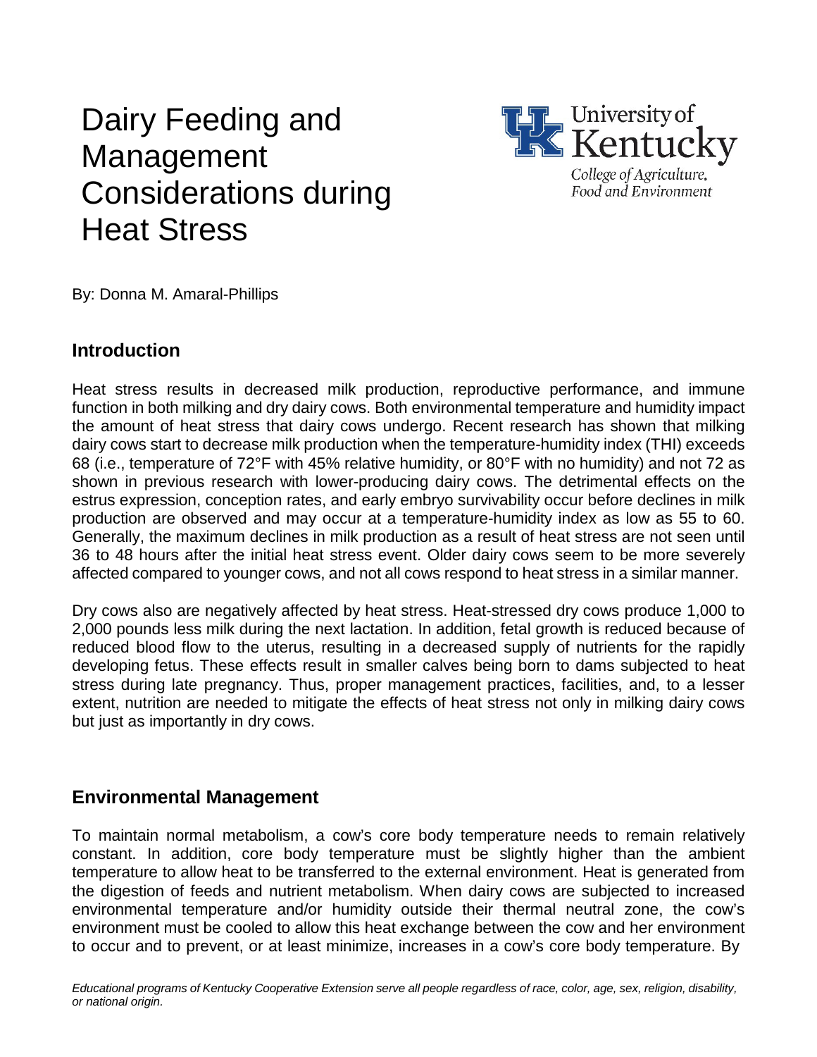# Dairy Feeding and Management Considerations during Heat Stress

University of Kentucky
College of Agriculture, Food and Environment

By: Donna M. Amaral-Phillips

## Introduction

Heat stress results in decreased milk production, reproductive performance, and immune function in both milking and dry dairy cows. Both environmental temperature and humidity impact the amount of heat stress that dairy cows undergo. Recent research has shown that milking dairy cows start to decrease milk production when the temperature-humidity index (THI) exceeds 68 (i.e., temperature of 72°F with 45% relative humidity, or 80°F with no humidity) and not 72 as shown in previous research with lower-producing dairy cows. The detrimental effects on the estrus expression, conception rates, and early embryo survivability occur before declines in milk production are observed and may occur at a temperature-humidity index as low as 55 to 60. Generally, the maximum declines in milk production as a result of heat stress are not seen until 36 to 48 hours after the initial heat stress event. Older dairy cows seem to be more severely affected compared to younger cows, and not all cows respond to heat stress in a similar manner.

Dry cows also are negatively affected by heat stress. Heat-stressed dry cows produce 1,000 to 2,000 pounds less milk during the next lactation. In addition, fetal growth is reduced because of reduced blood flow to the uterus, resulting in a decreased supply of nutrients for the rapidly developing fetus. These effects result in smaller calves being born to dams subjected to heat stress during late pregnancy. Thus, proper management practices, facilities, and, to a lesser extent, nutrition are needed to mitigate the effects of heat stress not only in milking dairy cows but just as importantly in dry cows.

## Environmental Management

To maintain normal metabolism, a cow's core body temperature needs to remain relatively constant. In addition, core body temperature must be slightly higher than the ambient temperature to allow heat to be transferred to the external environment. Heat is generated from the digestion of feeds and nutrient metabolism. When dairy cows are subjected to increased environmental temperature and/or humidity outside their thermal neutral zone, the cow's environment must be cooled to allow this heat exchange between the cow and her environment to occur and to prevent, or at least minimize, increases in a cow's core body temperature. By

*Educational programs of Kentucky Cooperative Extension serve all people regardless of race, color, age, sex, religion, disability, or national origin.*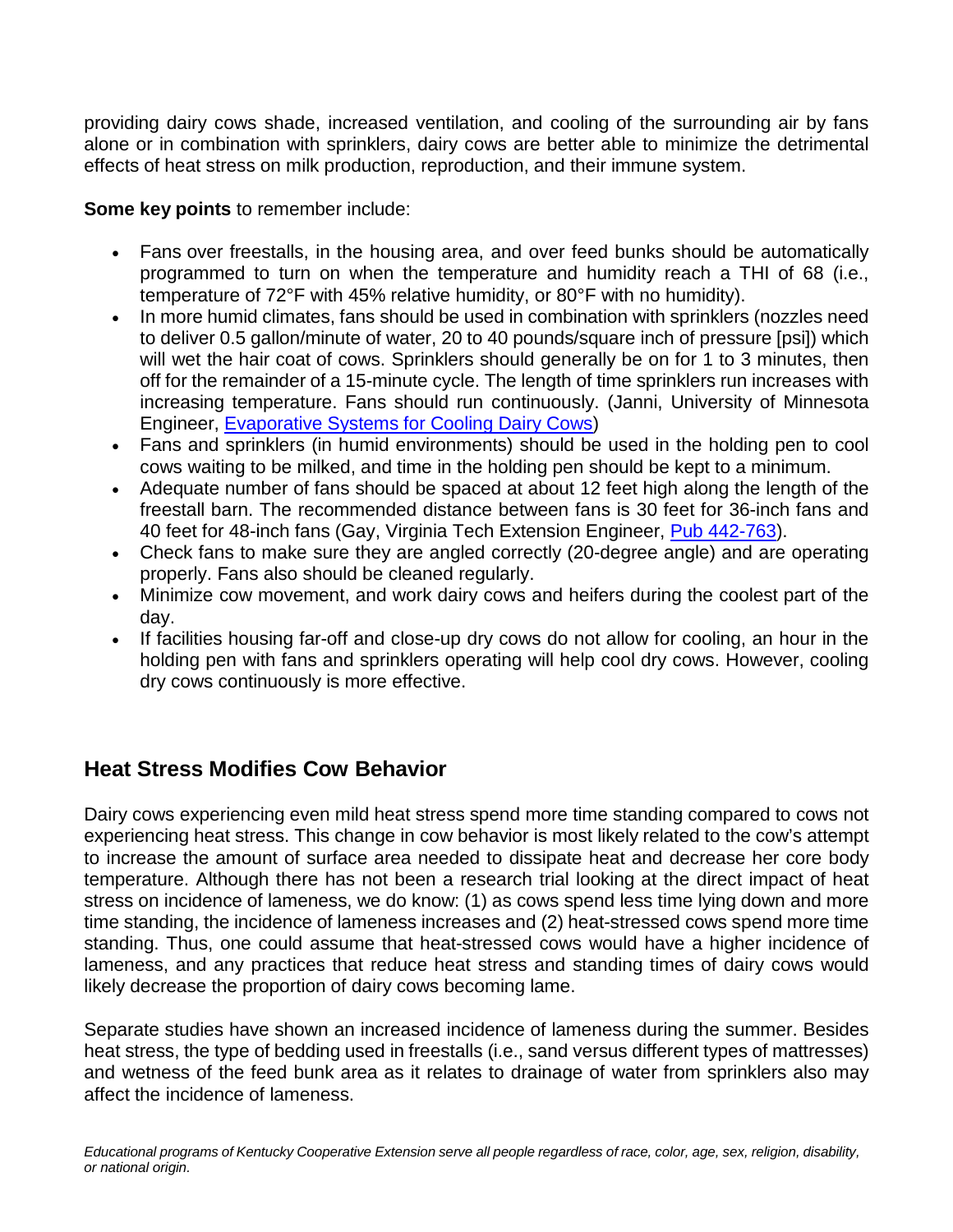providing dairy cows shade, increased ventilation, and cooling of the surrounding air by fans alone or in combination with sprinklers, dairy cows are better able to minimize the detrimental effects of heat stress on milk production, reproduction, and their immune system.

**Some key points** to remember include:

- Fans over freestalls, in the housing area, and over feed bunks should be automatically programmed to turn on when the temperature and humidity reach a THI of 68 (i.e., temperature of 72°F with 45% relative humidity, or 80°F with no humidity).
- In more humid climates, fans should be used in combination with sprinklers (nozzles need to deliver 0.5 gallon/minute of water, 20 to 40 pounds/square inch of pressure [psi]) which will wet the hair coat of cows. Sprinklers should generally be on for 1 to 3 minutes, then off for the remainder of a 15-minute cycle. The length of time sprinklers run increases with increasing temperature. Fans should run continuously. (Janni, University of Minnesota Engineer, [Evaporative Systems for Cooling Dairy Cows](#))
- Fans and sprinklers (in humid environments) should be used in the holding pen to cool cows waiting to be milked, and time in the holding pen should be kept to a minimum.
- Adequate number of fans should be spaced at about 12 feet high along the length of the freestall barn. The recommended distance between fans is 30 feet for 36-inch fans and 40 feet for 48-inch fans (Gay, Virginia Tech Extension Engineer, [Pub 442-763](#)).
- Check fans to make sure they are angled correctly (20-degree angle) and are operating properly. Fans also should be cleaned regularly.
- Minimize cow movement, and work dairy cows and heifers during the coolest part of the day.
- If facilities housing far-off and close-up dry cows do not allow for cooling, an hour in the holding pen with fans and sprinklers operating will help cool dry cows. However, cooling dry cows continuously is more effective.

## Heat Stress Modifies Cow Behavior

Dairy cows experiencing even mild heat stress spend more time standing compared to cows not experiencing heat stress. This change in cow behavior is most likely related to the cow's attempt to increase the amount of surface area needed to dissipate heat and decrease her core body temperature. Although there has not been a research trial looking at the direct impact of heat stress on incidence of lameness, we do know: (1) as cows spend less time lying down and more time standing, the incidence of lameness increases and (2) heat-stressed cows spend more time standing. Thus, one could assume that heat-stressed cows would have a higher incidence of lameness, and any practices that reduce heat stress and standing times of dairy cows would likely decrease the proportion of dairy cows becoming lame.

Separate studies have shown an increased incidence of lameness during the summer. Besides heat stress, the type of bedding used in freestalls (i.e., sand versus different types of mattresses) and wetness of the feed bunk area as it relates to drainage of water from sprinklers also may affect the incidence of lameness.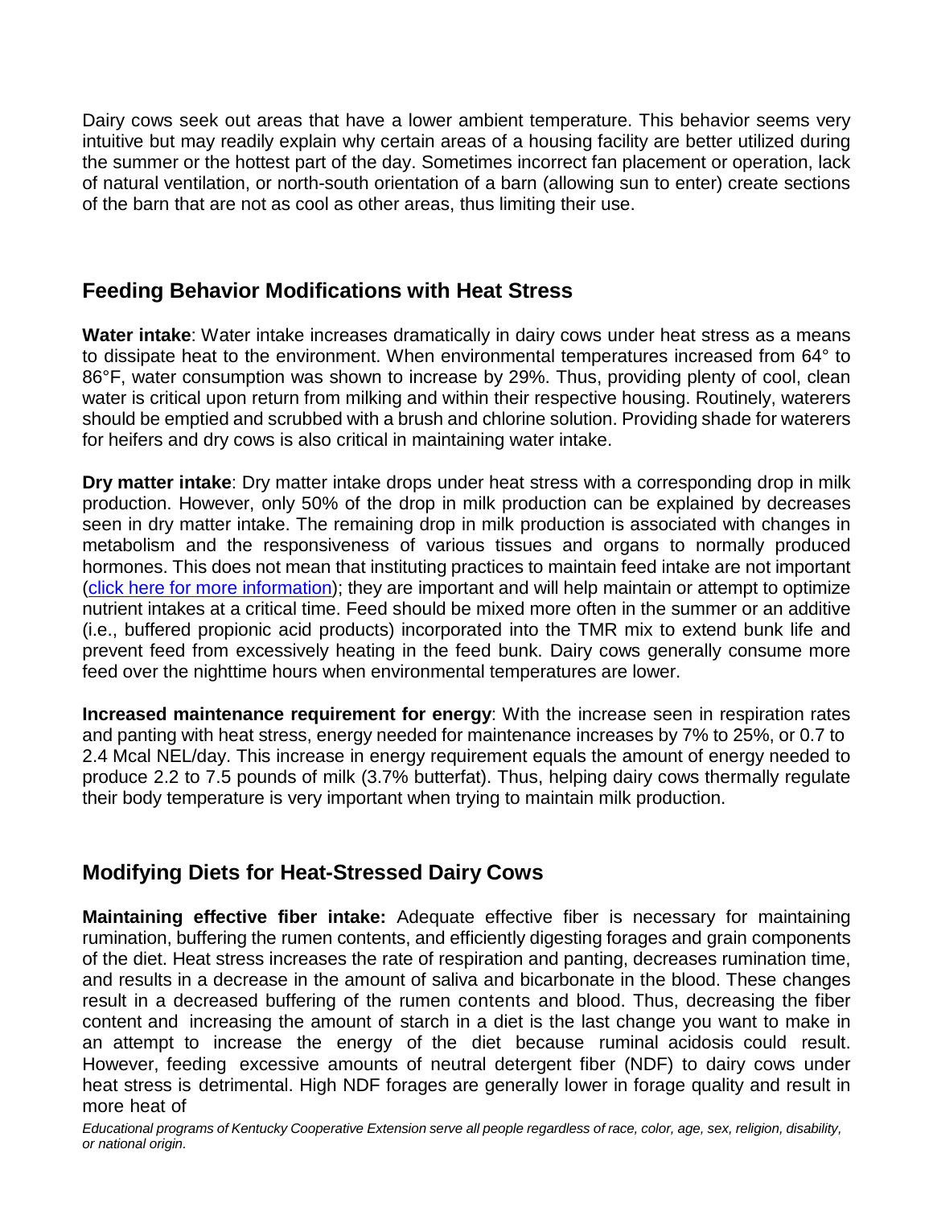Dairy cows seek out areas that have a lower ambient temperature. This behavior seems very intuitive but may readily explain why certain areas of a housing facility are better utilized during the summer or the hottest part of the day. Sometimes incorrect fan placement or operation, lack of natural ventilation, or north-south orientation of a barn (allowing sun to enter) create sections of the barn that are not as cool as other areas, thus limiting their use.

## Feeding Behavior Modifications with Heat Stress

**Water intake**: Water intake increases dramatically in dairy cows under heat stress as a means to dissipate heat to the environment. When environmental temperatures increased from 64° to 86°F, water consumption was shown to increase by 29%. Thus, providing plenty of cool, clean water is critical upon return from milking and within their respective housing. Routinely, waterers should be emptied and scrubbed with a brush and chlorine solution. Providing shade for waterers for heifers and dry cows is also critical in maintaining water intake.

**Dry matter intake**: Dry matter intake drops under heat stress with a corresponding drop in milk production. However, only 50% of the drop in milk production can be explained by decreases seen in dry matter intake. The remaining drop in milk production is associated with changes in metabolism and the responsiveness of various tissues and organs to normally produced hormones. This does not mean that instituting practices to maintain feed intake are not important (click here for more information); they are important and will help maintain or attempt to optimize nutrient intakes at a critical time. Feed should be mixed more often in the summer or an additive (i.e., buffered propionic acid products) incorporated into the TMR mix to extend bunk life and prevent feed from excessively heating in the feed bunk. Dairy cows generally consume more feed over the nighttime hours when environmental temperatures are lower.

**Increased maintenance requirement for energy**: With the increase seen in respiration rates and panting with heat stress, energy needed for maintenance increases by 7% to 25%, or 0.7 to 2.4 Mcal NEL/day. This increase in energy requirement equals the amount of energy needed to produce 2.2 to 7.5 pounds of milk (3.7% butterfat). Thus, helping dairy cows thermally regulate their body temperature is very important when trying to maintain milk production.

## Modifying Diets for Heat-Stressed Dairy Cows

**Maintaining effective fiber intake:** Adequate effective fiber is necessary for maintaining rumination, buffering the rumen contents, and efficiently digesting forages and grain components of the diet. Heat stress increases the rate of respiration and panting, decreases rumination time, and results in a decrease in the amount of saliva and bicarbonate in the blood. These changes result in a decreased buffering of the rumen contents and blood. Thus, decreasing the fiber content and increasing the amount of starch in a diet is the last change you want to make in an attempt to increase the energy of the diet because ruminal acidosis could result. However, feeding excessive amounts of neutral detergent fiber (NDF) to dairy cows under heat stress is detrimental. High NDF forages are generally lower in forage quality and result in more heat of

*Educational programs of Kentucky Cooperative Extension serve all people regardless of race, color, age, sex, religion, disability, or national origin.*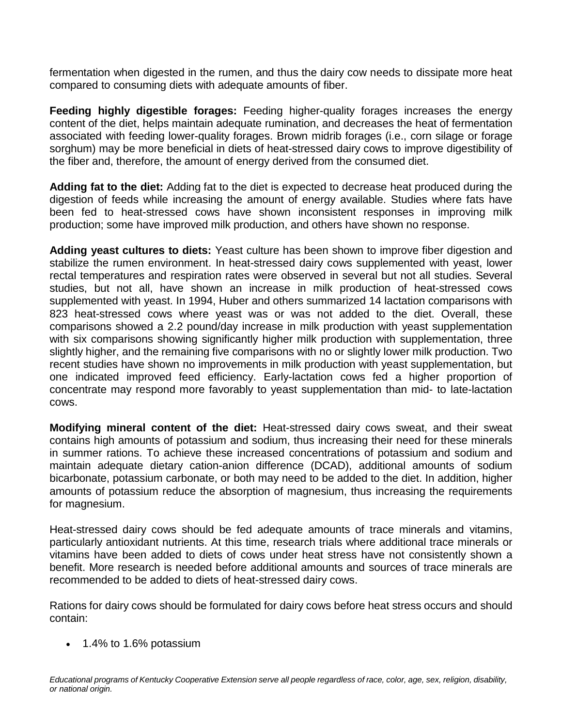fermentation when digested in the rumen, and thus the dairy cow needs to dissipate more heat compared to consuming diets with adequate amounts of fiber.

**Feeding highly digestible forages:** Feeding higher-quality forages increases the energy content of the diet, helps maintain adequate rumination, and decreases the heat of fermentation associated with feeding lower-quality forages. Brown midrib forages (i.e., corn silage or forage sorghum) may be more beneficial in diets of heat-stressed dairy cows to improve digestibility of the fiber and, therefore, the amount of energy derived from the consumed diet.

**Adding fat to the diet:** Adding fat to the diet is expected to decrease heat produced during the digestion of feeds while increasing the amount of energy available. Studies where fats have been fed to heat-stressed cows have shown inconsistent responses in improving milk production; some have improved milk production, and others have shown no response.

**Adding yeast cultures to diets:** Yeast culture has been shown to improve fiber digestion and stabilize the rumen environment. In heat-stressed dairy cows supplemented with yeast, lower rectal temperatures and respiration rates were observed in several but not all studies. Several studies, but not all, have shown an increase in milk production of heat-stressed cows supplemented with yeast. In 1994, Huber and others summarized 14 lactation comparisons with 823 heat-stressed cows where yeast was or was not added to the diet. Overall, these comparisons showed a 2.2 pound/day increase in milk production with yeast supplementation with six comparisons showing significantly higher milk production with supplementation, three slightly higher, and the remaining five comparisons with no or slightly lower milk production. Two recent studies have shown no improvements in milk production with yeast supplementation, but one indicated improved feed efficiency. Early-lactation cows fed a higher proportion of concentrate may respond more favorably to yeast supplementation than mid- to late-lactation cows.

**Modifying mineral content of the diet:** Heat-stressed dairy cows sweat, and their sweat contains high amounts of potassium and sodium, thus increasing their need for these minerals in summer rations. To achieve these increased concentrations of potassium and sodium and maintain adequate dietary cation-anion difference (DCAD), additional amounts of sodium bicarbonate, potassium carbonate, or both may need to be added to the diet. In addition, higher amounts of potassium reduce the absorption of magnesium, thus increasing the requirements for magnesium.

Heat-stressed dairy cows should be fed adequate amounts of trace minerals and vitamins, particularly antioxidant nutrients. At this time, research trials where additional trace minerals or vitamins have been added to diets of cows under heat stress have not consistently shown a benefit. More research is needed before additional amounts and sources of trace minerals are recommended to be added to diets of heat-stressed dairy cows.

Rations for dairy cows should be formulated for dairy cows before heat stress occurs and should contain:

- 1.4% to 1.6% potassium

*Educational programs of Kentucky Cooperative Extension serve all people regardless of race, color, age, sex, religion, disability, or national origin.*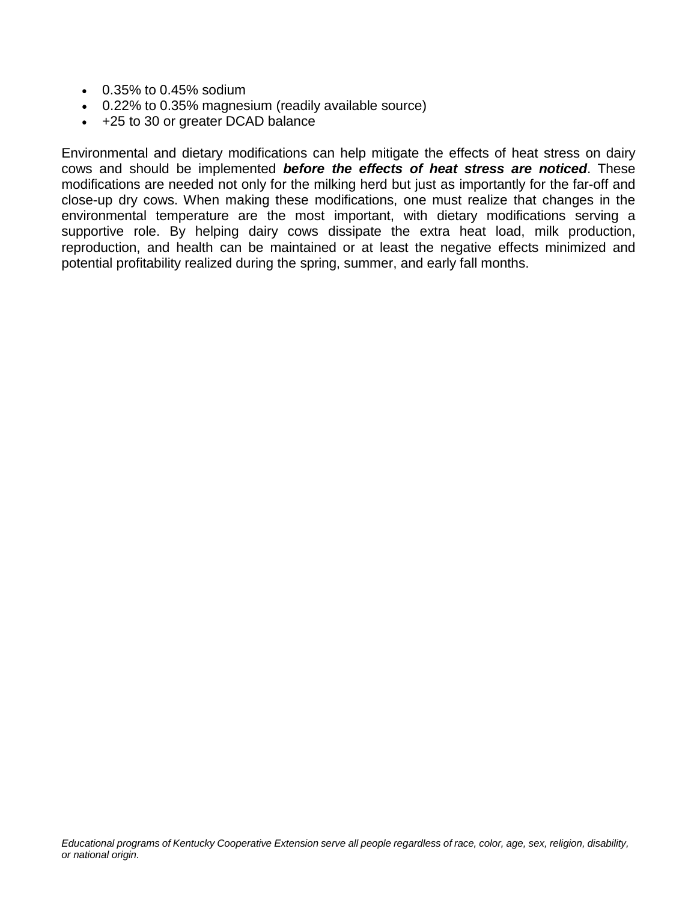- 0.35% to 0.45% sodium
- 0.22% to 0.35% magnesium (readily available source)
- +25 to 30 or greater DCAD balance

Environmental and dietary modifications can help mitigate the effects of heat stress on dairy cows and should be implemented ***before the effects of heat stress are noticed***. These modifications are needed not only for the milking herd but just as importantly for the far-off and close-up dry cows. When making these modifications, one must realize that changes in the environmental temperature are the most important, with dietary modifications serving a supportive role. By helping dairy cows dissipate the extra heat load, milk production, reproduction, and health can be maintained or at least the negative effects minimized and potential profitability realized during the spring, summer, and early fall months.

*Educational programs of Kentucky Cooperative Extension serve all people regardless of race, color, age, sex, religion, disability, or national origin.*